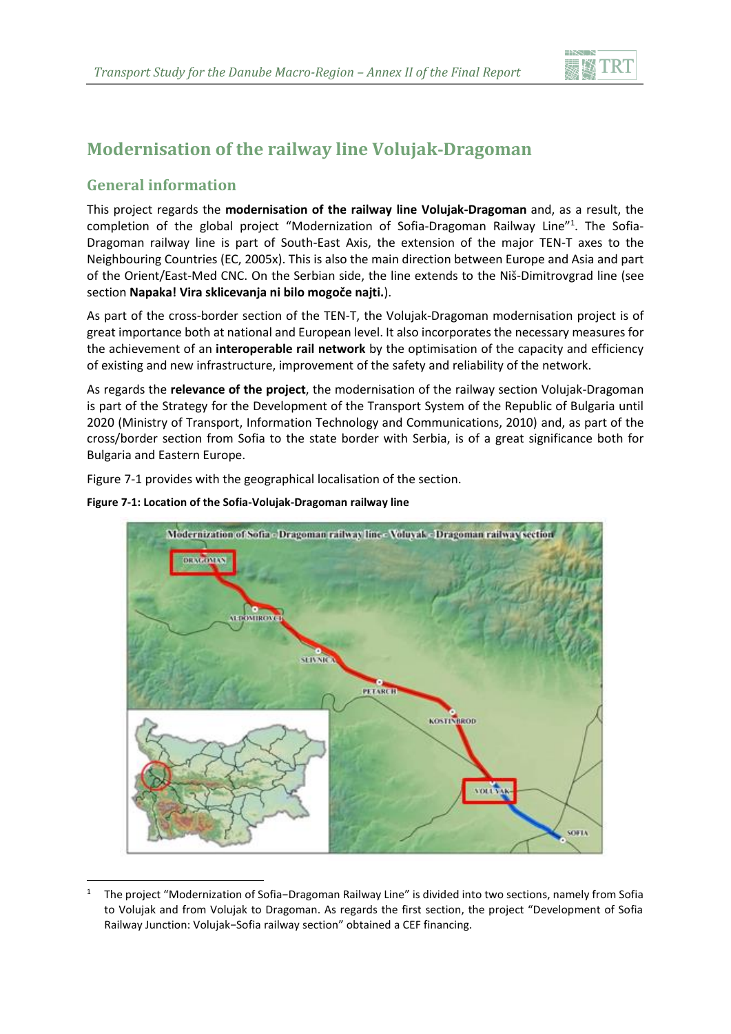# Modernisation of the railway line Volujak-Dragoman

## General information

This project regards the **modernisation of the railway line Volujak-Dragoman** and, as a result, the completion of the global project "Modernization of Sofia-Dragoman Railway Line"[1]. The Sofia-Dragoman railway line is part of South-East Axis, the extension of the major TEN-T axes to the Neighbouring Countries (EC, 2005x). This is also the main direction between Europe and Asia and part of the Orient/East-Med CNC. On the Serbian side, the line extends to the Niš-Dimitrovgrad line (see section **Napaka! Vira sklicevanja ni bilo mogoče najti.**).

As part of the cross-border section of the TEN-T, the Volujak-Dragoman modernisation project is of great importance both at national and European level. It also incorporates the necessary measures for the achievement of an **interoperable rail network** by the optimisation of the capacity and efficiency of existing and new infrastructure, improvement of the safety and reliability of the network.

As regards the **relevance of the project**, the modernisation of the railway section Volujak-Dragoman is part of the Strategy for the Development of the Transport System of the Republic of Bulgaria until 2020 (Ministry of Transport, Information Technology and Communications, 2010) and, as part of the cross/border section from Sofia to the state border with Serbia, is of a great significance both for Bulgaria and Eastern Europe.

Figure 7-1 provides with the geographical localisation of the section.

**Figure 7-1: Location of the Sofia-Volujak-Dragoman railway line**

[1] The project "Modernization of Sofia−Dragoman Railway Line" is divided into two sections, namely from Sofia to Volujak and from Volujak to Dragoman. As regards the first section, the project "Development of Sofia Railway Junction: Volujak−Sofia railway section" obtained a CEF financing.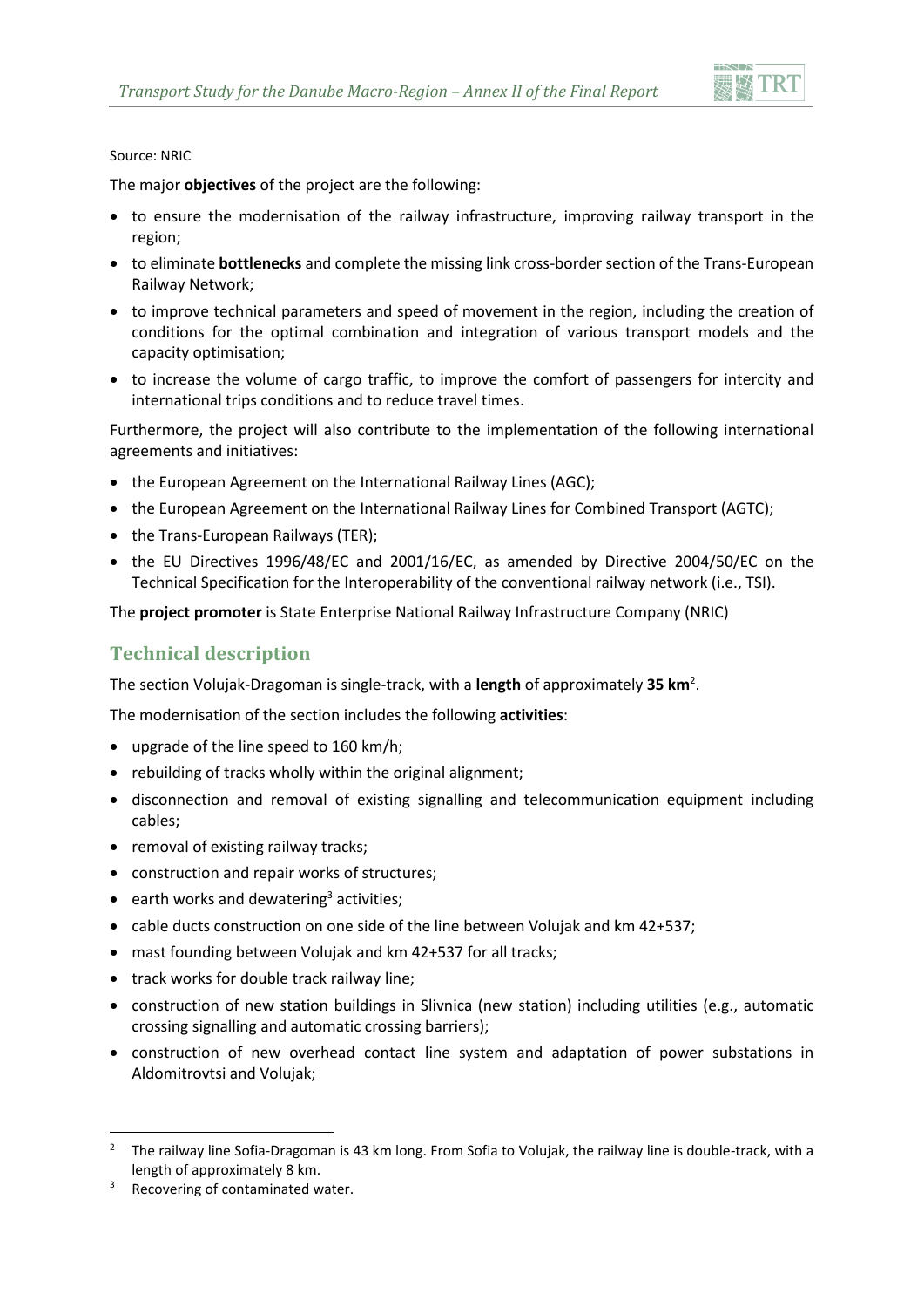Source: NRIC

The major **objectives** of the project are the following:

- to ensure the modernisation of the railway infrastructure, improving railway transport in the region;
- to eliminate **bottlenecks** and complete the missing link cross-border section of the Trans-European Railway Network;
- to improve technical parameters and speed of movement in the region, including the creation of conditions for the optimal combination and integration of various transport models and the capacity optimisation;
- to increase the volume of cargo traffic, to improve the comfort of passengers for intercity and international trips conditions and to reduce travel times.

Furthermore, the project will also contribute to the implementation of the following international agreements and initiatives:

- the European Agreement on the International Railway Lines (AGC);
- the European Agreement on the International Railway Lines for Combined Transport (AGTC);
- the Trans-European Railways (TER);
- the EU Directives 1996/48/EC and 2001/16/EC, as amended by Directive 2004/50/EC on the Technical Specification for the Interoperability of the conventional railway network (i.e., TSI).

The **project promoter** is State Enterprise National Railway Infrastructure Company (NRIC)

## Technical description

The section Volujak-Dragoman is single-track, with a **length** of approximately **35 km**[2].

The modernisation of the section includes the following **activities**:

- upgrade of the line speed to 160 km/h;
- rebuilding of tracks wholly within the original alignment;
- disconnection and removal of existing signalling and telecommunication equipment including cables;
- removal of existing railway tracks;
- construction and repair works of structures;
- earth works and dewatering[3] activities;
- cable ducts construction on one side of the line between Volujak and km 42+537;
- mast founding between Volujak and km 42+537 for all tracks;
- track works for double track railway line;
- construction of new station buildings in Slivnica (new station) including utilities (e.g., automatic crossing signalling and automatic crossing barriers);
- construction of new overhead contact line system and adaptation of power substations in Aldomitrovtsi and Volujak;

---

[2] The railway line Sofia-Dragoman is 43 km long. From Sofia to Volujak, the railway line is double-track, with a length of approximately 8 km.

[3] Recovering of contaminated water.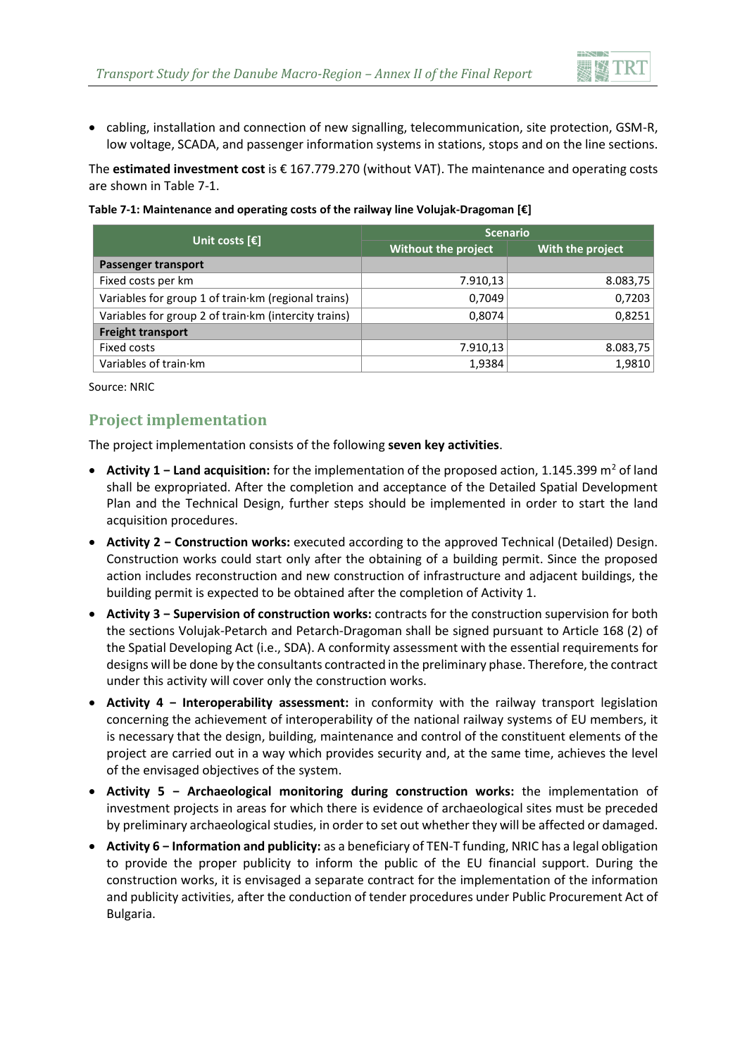- cabling, installation and connection of new signalling, telecommunication, site protection, GSM-R, low voltage, SCADA, and passenger information systems in stations, stops and on the line sections.

The **estimated investment cost** is € 167.779.270 (without VAT). The maintenance and operating costs are shown in Table 7-1.

**Table 7-1: Maintenance and operating costs of the railway line Volujak-Dragoman [€]**

| Unit costs [€] | Scenario | |
|---|---|---|
| | Without the project | With the project |
| **Passenger transport** | | |
| Fixed costs per km | 7.910,13 | 8.083,75 |
| Variables for group 1 of train·km (regional trains) | 0,7049 | 0,7203 |
| Variables for group 2 of train·km (intercity trains) | 0,8074 | 0,8251 |
| **Freight transport** | | |
| Fixed costs | 7.910,13 | 8.083,75 |
| Variables of train·km | 1,9384 | 1,9810 |

Source: NRIC

## Project implementation

The project implementation consists of the following **seven key activities**.

- **Activity 1 – Land acquisition:** for the implementation of the proposed action, 1.145.399 m$^2$ of land shall be expropriated. After the completion and acceptance of the Detailed Spatial Development Plan and the Technical Design, further steps should be implemented in order to start the land acquisition procedures.
- **Activity 2 – Construction works:** executed according to the approved Technical (Detailed) Design. Construction works could start only after the obtaining of a building permit. Since the proposed action includes reconstruction and new construction of infrastructure and adjacent buildings, the building permit is expected to be obtained after the completion of Activity 1.
- **Activity 3 – Supervision of construction works:** contracts for the construction supervision for both the sections Volujak-Petarch and Petarch-Dragoman shall be signed pursuant to Article 168 (2) of the Spatial Developing Act (i.e., SDA). A conformity assessment with the essential requirements for designs will be done by the consultants contracted in the preliminary phase. Therefore, the contract under this activity will cover only the construction works.
- **Activity 4 – Interoperability assessment:** in conformity with the railway transport legislation concerning the achievement of interoperability of the national railway systems of EU members, it is necessary that the design, building, maintenance and control of the constituent elements of the project are carried out in a way which provides security and, at the same time, achieves the level of the envisaged objectives of the system.
- **Activity 5 – Archaeological monitoring during construction works:** the implementation of investment projects in areas for which there is evidence of archaeological sites must be preceded by preliminary archaeological studies, in order to set out whether they will be affected or damaged.
- **Activity 6 – Information and publicity:** as a beneficiary of TEN-T funding, NRIC has a legal obligation to provide the proper publicity to inform the public of the EU financial support. During the construction works, it is envisaged a separate contract for the implementation of the information and publicity activities, after the conduction of tender procedures under Public Procurement Act of Bulgaria.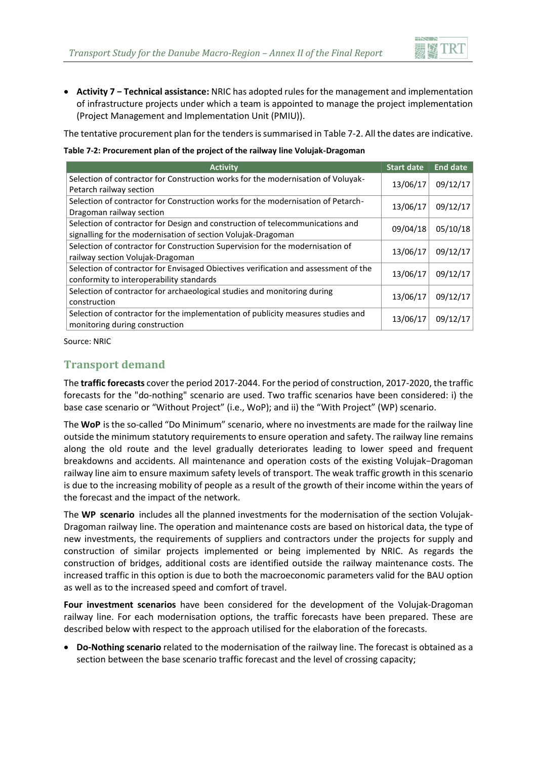- **Activity 7 − Technical assistance:** NRIC has adopted rules for the management and implementation of infrastructure projects under which a team is appointed to manage the project implementation (Project Management and Implementation Unit (PMIU)).

The tentative procurement plan for the tenders is summarised in Table 7-2. All the dates are indicative.

**Table 7-2: Procurement plan of the project of the railway line Volujak-Dragoman**

| Activity | Start date | End date |
|---|---|---|
| Selection of contractor for Construction works for the modernisation of Voluyak-Petarch railway section | 13/06/17 | 09/12/17 |
| Selection of contractor for Construction works for the modernisation of Petarch-Dragoman railway section | 13/06/17 | 09/12/17 |
| Selection of contractor for Design and construction of telecommunications and signalling for the modernisation of section Volujak-Dragoman | 09/04/18 | 05/10/18 |
| Selection of contractor for Construction Supervision for the modernisation of railway section Volujak-Dragoman | 13/06/17 | 09/12/17 |
| Selection of contractor for Envisaged Obiectives verification and assessment of the conformity to interoperability standards | 13/06/17 | 09/12/17 |
| Selection of contractor for archaeological studies and monitoring during construction | 13/06/17 | 09/12/17 |
| Selection of contractor for the implementation of publicity measures studies and monitoring during construction | 13/06/17 | 09/12/17 |

Source: NRIC

## Transport demand

The **traffic forecasts** cover the period 2017-2044. For the period of construction, 2017-2020, the traffic forecasts for the "do-nothing" scenario are used. Two traffic scenarios have been considered: i) the base case scenario or "Without Project" (i.e., WoP); and ii) the "With Project" (WP) scenario.

The **WoP** is the so-called "Do Minimum" scenario, where no investments are made for the railway line outside the minimum statutory requirements to ensure operation and safety. The railway line remains along the old route and the level gradually deteriorates leading to lower speed and frequent breakdowns and accidents. All maintenance and operation costs of the existing Volujak−Dragoman railway line aim to ensure maximum safety levels of transport. The weak traffic growth in this scenario is due to the increasing mobility of people as a result of the growth of their income within the years of the forecast and the impact of the network.

The **WP scenario** includes all the planned investments for the modernisation of the section Volujak-Dragoman railway line. The operation and maintenance costs are based on historical data, the type of new investments, the requirements of suppliers and contractors under the projects for supply and construction of similar projects implemented or being implemented by NRIC. As regards the construction of bridges, additional costs are identified outside the railway maintenance costs. The increased traffic in this option is due to both the macroeconomic parameters valid for the BAU option as well as to the increased speed and comfort of travel.

**Four investment scenarios** have been considered for the development of the Volujak-Dragoman railway line. For each modernisation options, the traffic forecasts have been prepared. These are described below with respect to the approach utilised for the elaboration of the forecasts.

- **Do-Nothing scenario** related to the modernisation of the railway line. The forecast is obtained as a section between the base scenario traffic forecast and the level of crossing capacity;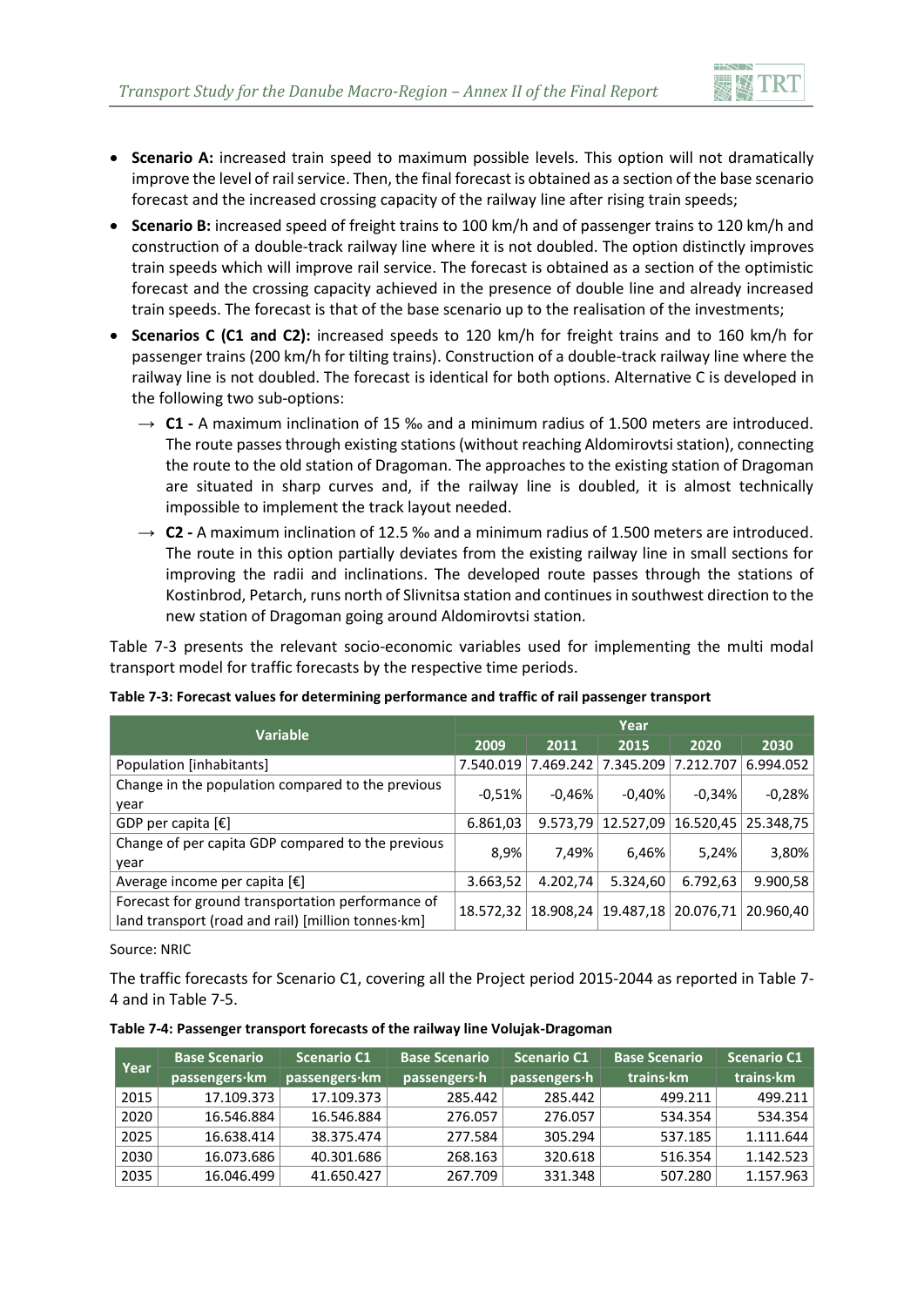- **Scenario A:** increased train speed to maximum possible levels. This option will not dramatically improve the level of rail service. Then, the final forecast is obtained as a section of the base scenario forecast and the increased crossing capacity of the railway line after rising train speeds;
- **Scenario B:** increased speed of freight trains to 100 km/h and of passenger trains to 120 km/h and construction of a double-track railway line where it is not doubled. The option distinctly improves train speeds which will improve rail service. The forecast is obtained as a section of the optimistic forecast and the crossing capacity achieved in the presence of double line and already increased train speeds. The forecast is that of the base scenario up to the realisation of the investments;
- **Scenarios C (C1 and C2):** increased speeds to 120 km/h for freight trains and to 160 km/h for passenger trains (200 km/h for tilting trains). Construction of a double-track railway line where the railway line is not doubled. The forecast is identical for both options. Alternative C is developed in the following two sub-options:
  - → **C1 -** A maximum inclination of 15 ‰ and a minimum radius of 1.500 meters are introduced. The route passes through existing stations (without reaching Aldomirovtsi station), connecting the route to the old station of Dragoman. The approaches to the existing station of Dragoman are situated in sharp curves and, if the railway line is doubled, it is almost technically impossible to implement the track layout needed.
  - → **C2 -** A maximum inclination of 12.5 ‰ and a minimum radius of 1.500 meters are introduced. The route in this option partially deviates from the existing railway line in small sections for improving the radii and inclinations. The developed route passes through the stations of Kostinbrod, Petarch, runs north of Slivnitsa station and continues in southwest direction to the new station of Dragoman going around Aldomirovtsi station.

Table 7-3 presents the relevant socio-economic variables used for implementing the multi modal transport model for traffic forecasts by the respective time periods.

**Table 7-3: Forecast values for determining performance and traffic of rail passenger transport**

| Variable | Year | | | | |
|---|---|---|---|---|---|
| | 2009 | 2011 | 2015 | 2020 | 2030 |
| Population [inhabitants] | 7.540.019 | 7.469.242 | 7.345.209 | 7.212.707 | 6.994.052 |
| Change in the population compared to the previous year | -0,51% | -0,46% | -0,40% | -0,34% | -0,28% |
| GDP per capita [€] | 6.861,03 | 9.573,79 | 12.527,09 | 16.520,45 | 25.348,75 |
| Change of per capita GDP compared to the previous year | 8,9% | 7,49% | 6,46% | 5,24% | 3,80% |
| Average income per capita [€] | 3.663,52 | 4.202,74 | 5.324,60 | 6.792,63 | 9.900,58 |
| Forecast for ground transportation performance of land transport (road and rail) [million tonnes·km] | 18.572,32 | 18.908,24 | 19.487,18 | 20.076,71 | 20.960,40 |

Source: NRIC

The traffic forecasts for Scenario C1, covering all the Project period 2015-2044 as reported in Table 7-4 and in Table 7-5.

**Table 7-4: Passenger transport forecasts of the railway line Volujak-Dragoman**

| Year | Base Scenario | Scenario C1 | Base Scenario | Scenario C1 | Base Scenario | Scenario C1 |
|---|---|---|---|---|---|---|
| | passengers·km | passengers·km | passengers·h | passengers·h | trains·km | trains·km |
| 2015 | 17.109.373 | 17.109.373 | 285.442 | 285.442 | 499.211 | 499.211 |
| 2020 | 16.546.884 | 16.546.884 | 276.057 | 276.057 | 534.354 | 534.354 |
| 2025 | 16.638.414 | 38.375.474 | 277.584 | 305.294 | 537.185 | 1.111.644 |
| 2030 | 16.073.686 | 40.301.686 | 268.163 | 320.618 | 516.354 | 1.142.523 |
| 2035 | 16.046.499 | 41.650.427 | 267.709 | 331.348 | 507.280 | 1.157.963 |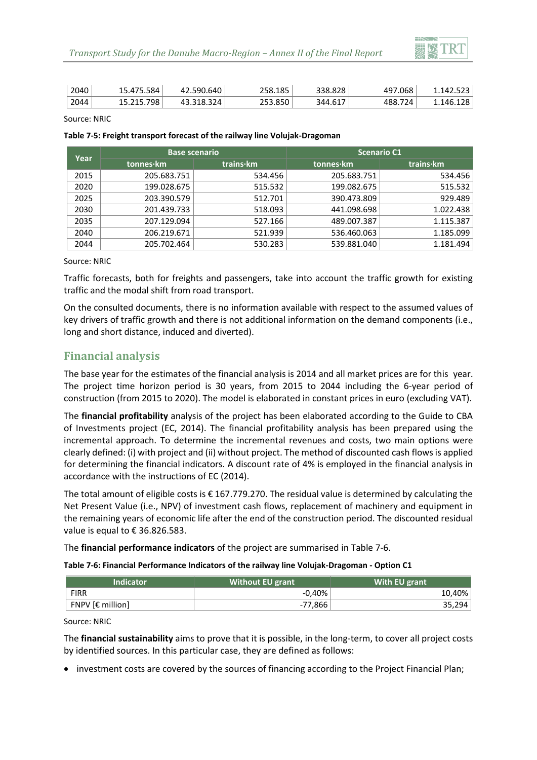| 2040 | 15.475.584 | 42.590.640 | 258.185 | 338.828 | 497.068 | 1.142.523 |
|---|---|---|---|---|---|---|
| 2044 | 15.215.798 | 43.318.324 | 253.850 | 344.617 | 488.724 | 1.146.128 |

Source: NRIC

**Table 7-5: Freight transport forecast of the railway line Volujak-Dragoman**

| Year | Base scenario | | Scenario C1 | |
|---|---|---|---|---|
| | tonnes·km | trains·km | tonnes·km | trains·km |
| 2015 | 205.683.751 | 534.456 | 205.683.751 | 534.456 |
| 2020 | 199.028.675 | 515.532 | 199.082.675 | 515.532 |
| 2025 | 203.390.579 | 512.701 | 390.473.809 | 929.489 |
| 2030 | 201.439.733 | 518.093 | 441.098.698 | 1.022.438 |
| 2035 | 207.129.094 | 527.166 | 489.007.387 | 1.115.387 |
| 2040 | 206.219.671 | 521.939 | 536.460.063 | 1.185.099 |
| 2044 | 205.702.464 | 530.283 | 539.881.040 | 1.181.494 |

Source: NRIC

Traffic forecasts, both for freights and passengers, take into account the traffic growth for existing traffic and the modal shift from road transport.

On the consulted documents, there is no information available with respect to the assumed values of key drivers of traffic growth and there is not additional information on the demand components (i.e., long and short distance, induced and diverted).

## Financial analysis

The base year for the estimates of the financial analysis is 2014 and all market prices are for this year. The project time horizon period is 30 years, from 2015 to 2044 including the 6-year period of construction (from 2015 to 2020). The model is elaborated in constant prices in euro (excluding VAT).

The **financial profitability** analysis of the project has been elaborated according to the Guide to CBA of Investments project (EC, 2014). The financial profitability analysis has been prepared using the incremental approach. To determine the incremental revenues and costs, two main options were clearly defined: (i) with project and (ii) without project. The method of discounted cash flows is applied for determining the financial indicators. A discount rate of 4% is employed in the financial analysis in accordance with the instructions of EC (2014).

The total amount of eligible costs is € 167.779.270. The residual value is determined by calculating the Net Present Value (i.e., NPV) of investment cash flows, replacement of machinery and equipment in the remaining years of economic life after the end of the construction period. The discounted residual value is equal to € 36.826.583.

The **financial performance indicators** of the project are summarised in Table 7-6.

**Table 7-6: Financial Performance Indicators of the railway line Volujak-Dragoman - Option C1**

| Indicator | Without EU grant | With EU grant |
|---|---|---|
| FIRR | -0,40% | 10,40% |
| FNPV [€ million] | -77,866 | 35,294 |

Source: NRIC

The **financial sustainability** aims to prove that it is possible, in the long-term, to cover all project costs by identified sources. In this particular case, they are defined as follows:

- investment costs are covered by the sources of financing according to the Project Financial Plan;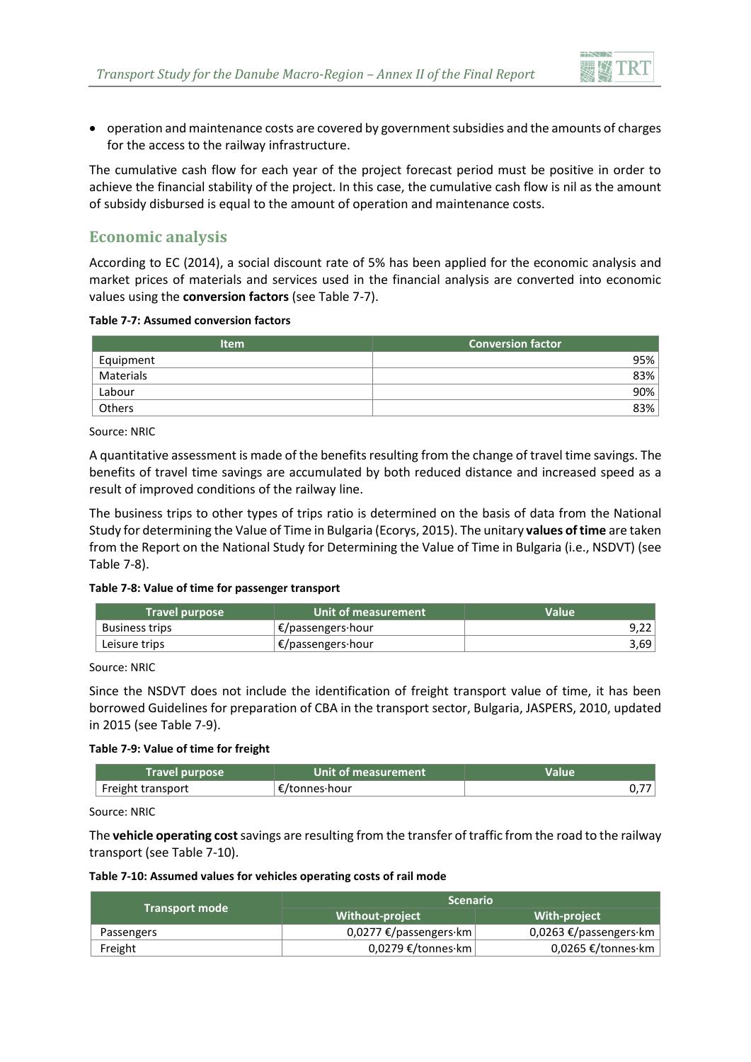- operation and maintenance costs are covered by government subsidies and the amounts of charges for the access to the railway infrastructure.

The cumulative cash flow for each year of the project forecast period must be positive in order to achieve the financial stability of the project. In this case, the cumulative cash flow is nil as the amount of subsidy disbursed is equal to the amount of operation and maintenance costs.

## Economic analysis

According to EC (2014), a social discount rate of 5% has been applied for the economic analysis and market prices of materials and services used in the financial analysis are converted into economic values using the **conversion factors** (see Table 7-7).

**Table 7-7: Assumed conversion factors**

| Item | Conversion factor |
|---|---:|
| Equipment | 95% |
| Materials | 83% |
| Labour | 90% |
| Others | 83% |

Source: NRIC

A quantitative assessment is made of the benefits resulting from the change of travel time savings. The benefits of travel time savings are accumulated by both reduced distance and increased speed as a result of improved conditions of the railway line.

The business trips to other types of trips ratio is determined on the basis of data from the National Study for determining the Value of Time in Bulgaria (Ecorys, 2015). The unitary **values of time** are taken from the Report on the National Study for Determining the Value of Time in Bulgaria (i.e., NSDVT) (see Table 7-8).

**Table 7-8: Value of time for passenger transport**

| Travel purpose | Unit of measurement | Value |
|---|---|---:|
| Business trips | €/passengers·hour | 9,22 |
| Leisure trips | €/passengers·hour | 3,69 |

Source: NRIC

Since the NSDVT does not include the identification of freight transport value of time, it has been borrowed Guidelines for preparation of CBA in the transport sector, Bulgaria, JASPERS, 2010, updated in 2015 (see Table 7-9).

**Table 7-9: Value of time for freight**

| Travel purpose | Unit of measurement | Value |
|---|---|---:|
| Freight transport | €/tonnes·hour | 0,77 |

Source: NRIC

The **vehicle operating cost** savings are resulting from the transfer of traffic from the road to the railway transport (see Table 7-10).

**Table 7-10: Assumed values for vehicles operating costs of rail mode**

| Transport mode | Scenario | |
|---|---:|---:|
| | Without-project | With-project |
| Passengers | 0,0277 €/passengers·km | 0,0263 €/passengers·km |
| Freight | 0,0279 €/tonnes·km | 0,0265 €/tonnes·km |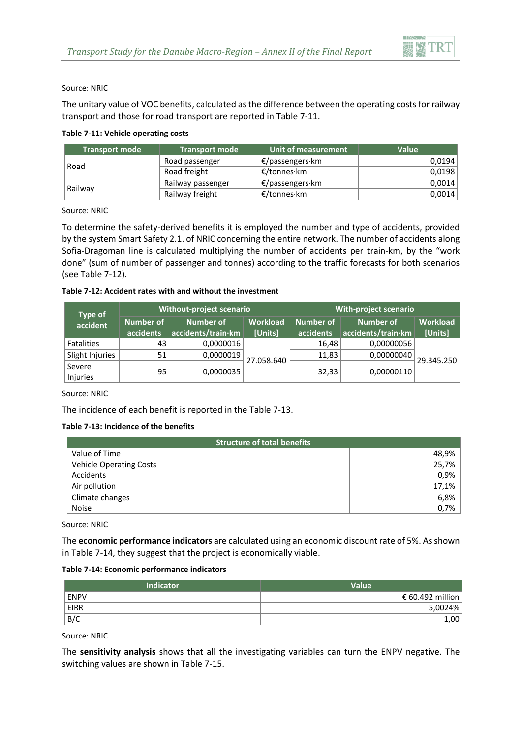Source: NRIC

The unitary value of VOC benefits, calculated as the difference between the operating costs for railway transport and those for road transport are reported in Table 7-11.

**Table 7-11: Vehicle operating costs**

| Transport mode | Transport mode | Unit of measurement | Value |
|---|---|---|---|
| Road | Road passenger | €/passengers·km | 0,0194 |
| | Road freight | €/tonnes·km | 0,0198 |
| Railway | Railway passenger | €/passengers·km | 0,0014 |
| | Railway freight | €/tonnes·km | 0,0014 |

Source: NRIC

To determine the safety-derived benefits it is employed the number and type of accidents, provided by the system Smart Safety 2.1. of NRIC concerning the entire network. The number of accidents along Sofia-Dragoman line is calculated multiplying the number of accidents per train-km, by the "work done" (sum of number of passenger and tonnes) according to the traffic forecasts for both scenarios (see Table 7-12).

**Table 7-12: Accident rates with and without the investment**

| Type of accident | Without-project scenario | | | With-project scenario | | |
|---|---|---|---|---|---|---|
| | Number of accidents | Number of accidents/train·km | Workload [Units] | Number of accidents | Number of accidents/train·km | Workload [Units] |
| Fatalities | 43 | 0,0000016 | 27.058.640 | 16,48 | 0,00000056 | 29.345.250 |
| Slight Injuries | 51 | 0,0000019 | | 11,83 | 0,00000040 | |
| Severe Injuries | 95 | 0,0000035 | | 32,33 | 0,00000110 | |

Source: NRIC

The incidence of each benefit is reported in the Table 7-13.

**Table 7-13: Incidence of the benefits**

| Structure of total benefits | |
|---|---|
| Value of Time | 48,9% |
| Vehicle Operating Costs | 25,7% |
| Accidents | 0,9% |
| Air pollution | 17,1% |
| Climate changes | 6,8% |
| Noise | 0,7% |

Source: NRIC

The **economic performance indicators** are calculated using an economic discount rate of 5%. As shown in Table 7-14, they suggest that the project is economically viable.

**Table 7-14: Economic performance indicators**

| Indicator | Value |
|---|---|
| ENPV | € 60.492 million |
| EIRR | 5,0024% |
| B/C | 1,00 |

Source: NRIC

The **sensitivity analysis** shows that all the investigating variables can turn the ENPV negative. The switching values are shown in Table 7-15.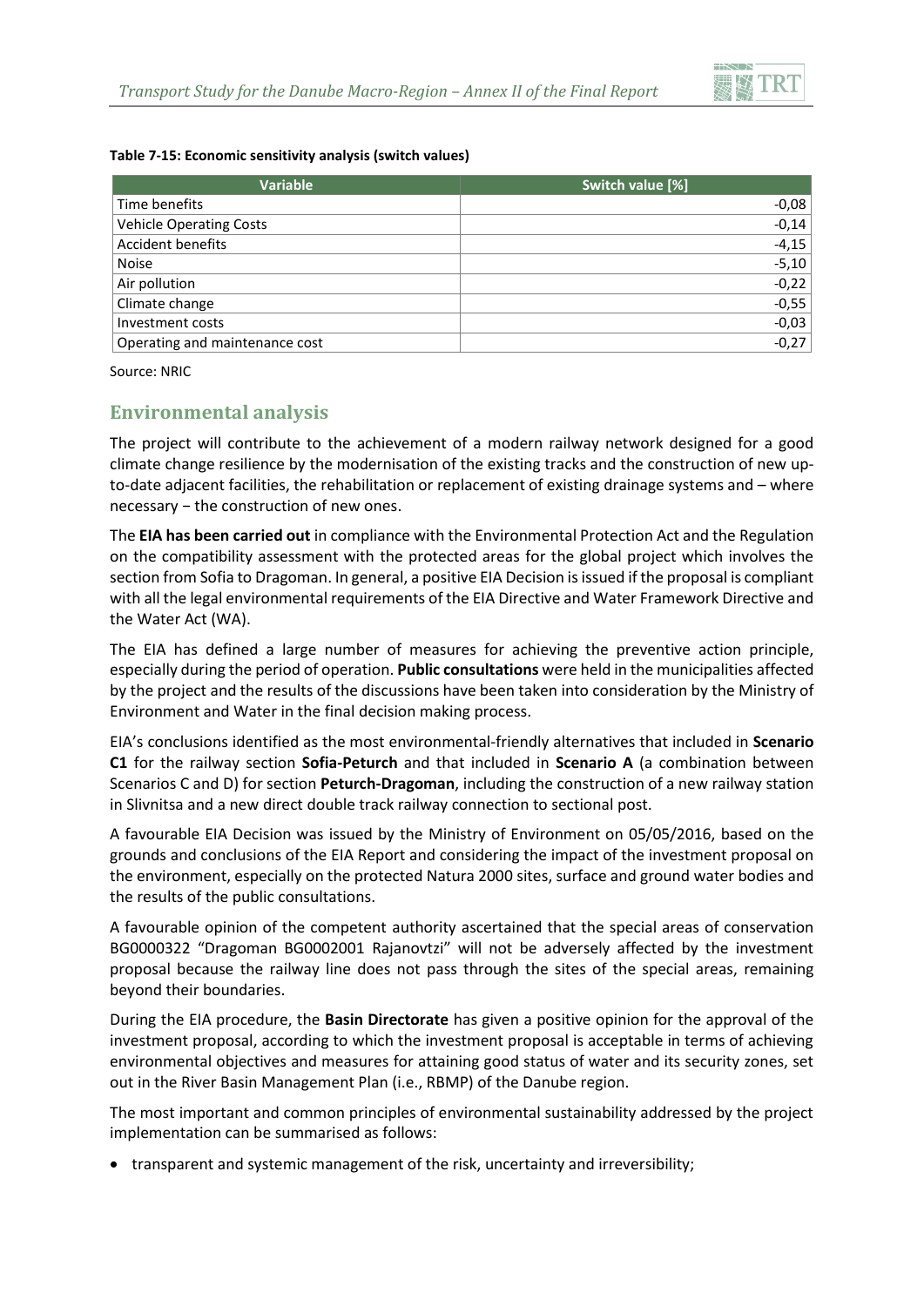**Table 7-15: Economic sensitivity analysis (switch values)**

| Variable | Switch value [%] |
|---|---|
| Time benefits | -0,08 |
| Vehicle Operating Costs | -0,14 |
| Accident benefits | -4,15 |
| Noise | -5,10 |
| Air pollution | -0,22 |
| Climate change | -0,55 |
| Investment costs | -0,03 |
| Operating and maintenance cost | -0,27 |

Source: NRIC

## Environmental analysis

The project will contribute to the achievement of a modern railway network designed for a good climate change resilience by the modernisation of the existing tracks and the construction of new up-to-date adjacent facilities, the rehabilitation or replacement of existing drainage systems and – where necessary − the construction of new ones.

The **EIA has been carried out** in compliance with the Environmental Protection Act and the Regulation on the compatibility assessment with the protected areas for the global project which involves the section from Sofia to Dragoman. In general, a positive EIA Decision is issued if the proposal is compliant with all the legal environmental requirements of the EIA Directive and Water Framework Directive and the Water Act (WA).

The EIA has defined a large number of measures for achieving the preventive action principle, especially during the period of operation. **Public consultations** were held in the municipalities affected by the project and the results of the discussions have been taken into consideration by the Ministry of Environment and Water in the final decision making process.

EIA's conclusions identified as the most environmental-friendly alternatives that included in **Scenario C1** for the railway section **Sofia-Peturch** and that included in **Scenario A** (a combination between Scenarios C and D) for section **Peturch-Dragoman**, including the construction of a new railway station in Slivnitsa and a new direct double track railway connection to sectional post.

A favourable EIA Decision was issued by the Ministry of Environment on 05/05/2016, based on the grounds and conclusions of the EIA Report and considering the impact of the investment proposal on the environment, especially on the protected Natura 2000 sites, surface and ground water bodies and the results of the public consultations.

A favourable opinion of the competent authority ascertained that the special areas of conservation BG0000322 "Dragoman BG0002001 Rajanovtzi" will not be adversely affected by the investment proposal because the railway line does not pass through the sites of the special areas, remaining beyond their boundaries.

During the EIA procedure, the **Basin Directorate** has given a positive opinion for the approval of the investment proposal, according to which the investment proposal is acceptable in terms of achieving environmental objectives and measures for attaining good status of water and its security zones, set out in the River Basin Management Plan (i.e., RBMP) of the Danube region.

The most important and common principles of environmental sustainability addressed by the project implementation can be summarised as follows:

- transparent and systemic management of the risk, uncertainty and irreversibility;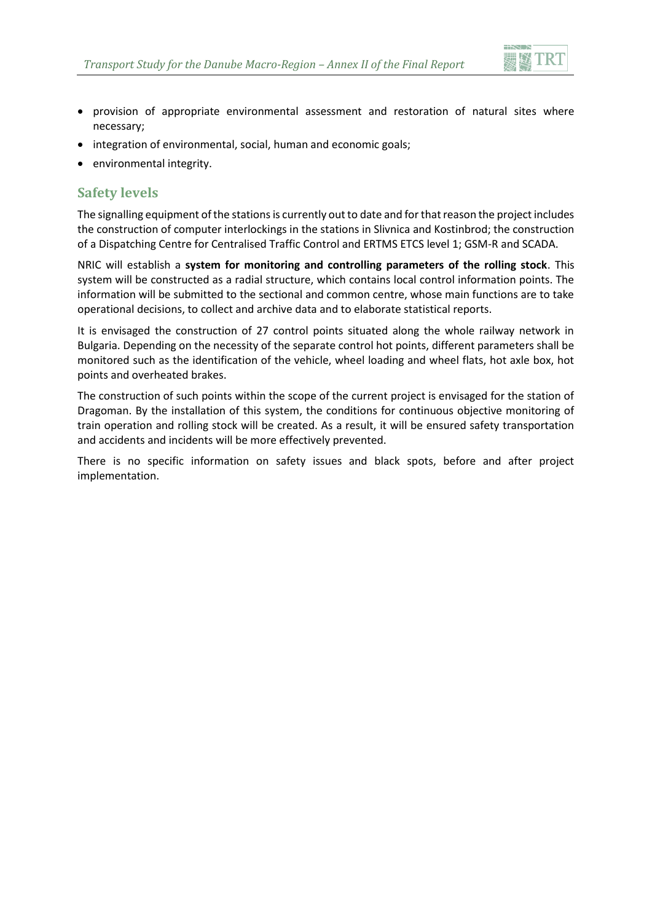- provision of appropriate environmental assessment and restoration of natural sites where necessary;
- integration of environmental, social, human and economic goals;
- environmental integrity.

## Safety levels

The signalling equipment of the stations is currently out to date and for that reason the project includes the construction of computer interlockings in the stations in Slivnica and Kostinbrod; the construction of a Dispatching Centre for Centralised Traffic Control and ERTMS ETCS level 1; GSM-R and SCADA.

NRIC will establish a **system for monitoring and controlling parameters of the rolling stock**. This system will be constructed as a radial structure, which contains local control information points. The information will be submitted to the sectional and common centre, whose main functions are to take operational decisions, to collect and archive data and to elaborate statistical reports.

It is envisaged the construction of 27 control points situated along the whole railway network in Bulgaria. Depending on the necessity of the separate control hot points, different parameters shall be monitored such as the identification of the vehicle, wheel loading and wheel flats, hot axle box, hot points and overheated brakes.

The construction of such points within the scope of the current project is envisaged for the station of Dragoman. By the installation of this system, the conditions for continuous objective monitoring of train operation and rolling stock will be created. As a result, it will be ensured safety transportation and accidents and incidents will be more effectively prevented.

There is no specific information on safety issues and black spots, before and after project implementation.